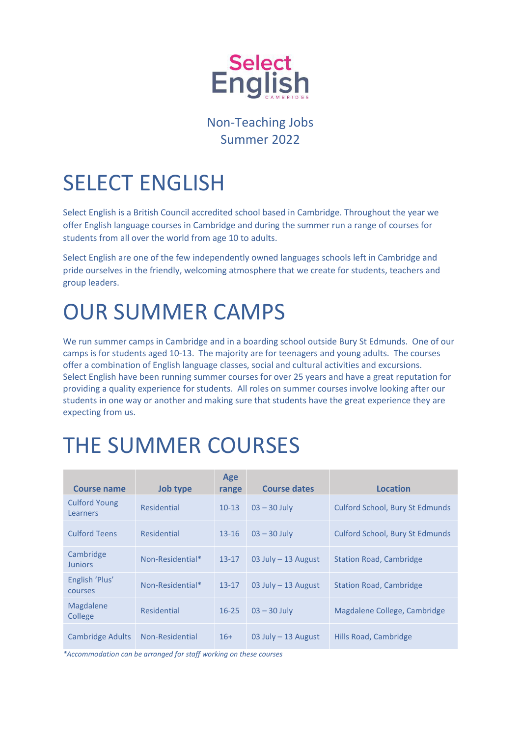# Select English
CAMBRIDGE

Non-Teaching Jobs
Summer 2022

# SELECT ENGLISH

Select English is a British Council accredited school based in Cambridge. Throughout the year we offer English language courses in Cambridge and during the summer run a range of courses for students from all over the world from age 10 to adults.

Select English are one of the few independently owned languages schools left in Cambridge and pride ourselves in the friendly, welcoming atmosphere that we create for students, teachers and group leaders.

# OUR SUMMER CAMPS

We run summer camps in Cambridge and in a boarding school outside Bury St Edmunds. One of our camps is for students aged 10-13. The majority are for teenagers and young adults. The courses offer a combination of English language classes, social and cultural activities and excursions. Select English have been running summer courses for over 25 years and have a great reputation for providing a quality experience for students. All roles on summer courses involve looking after our students in one way or another and making sure that students have the great experience they are expecting from us.

# THE SUMMER COURSES

| Course name | Job type | Age range | Course dates | Location |
|---|---|---|---|---|
| Culford Young Learners | Residential | 10-13 | 03 – 30 July | Culford School, Bury St Edmunds |
| Culford Teens | Residential | 13-16 | 03 – 30 July | Culford School, Bury St Edmunds |
| Cambridge Juniors | Non-Residential* | 13-17 | 03 July – 13 August | Station Road, Cambridge |
| English 'Plus' courses | Non-Residential* | 13-17 | 03 July – 13 August | Station Road, Cambridge |
| Magdalene College | Residential | 16-25 | 03 – 30 July | Magdalene College, Cambridge |
| Cambridge Adults | Non-Residential | 16+ | 03 July – 13 August | Hills Road, Cambridge |

*\*Accommodation can be arranged for staff working on these courses*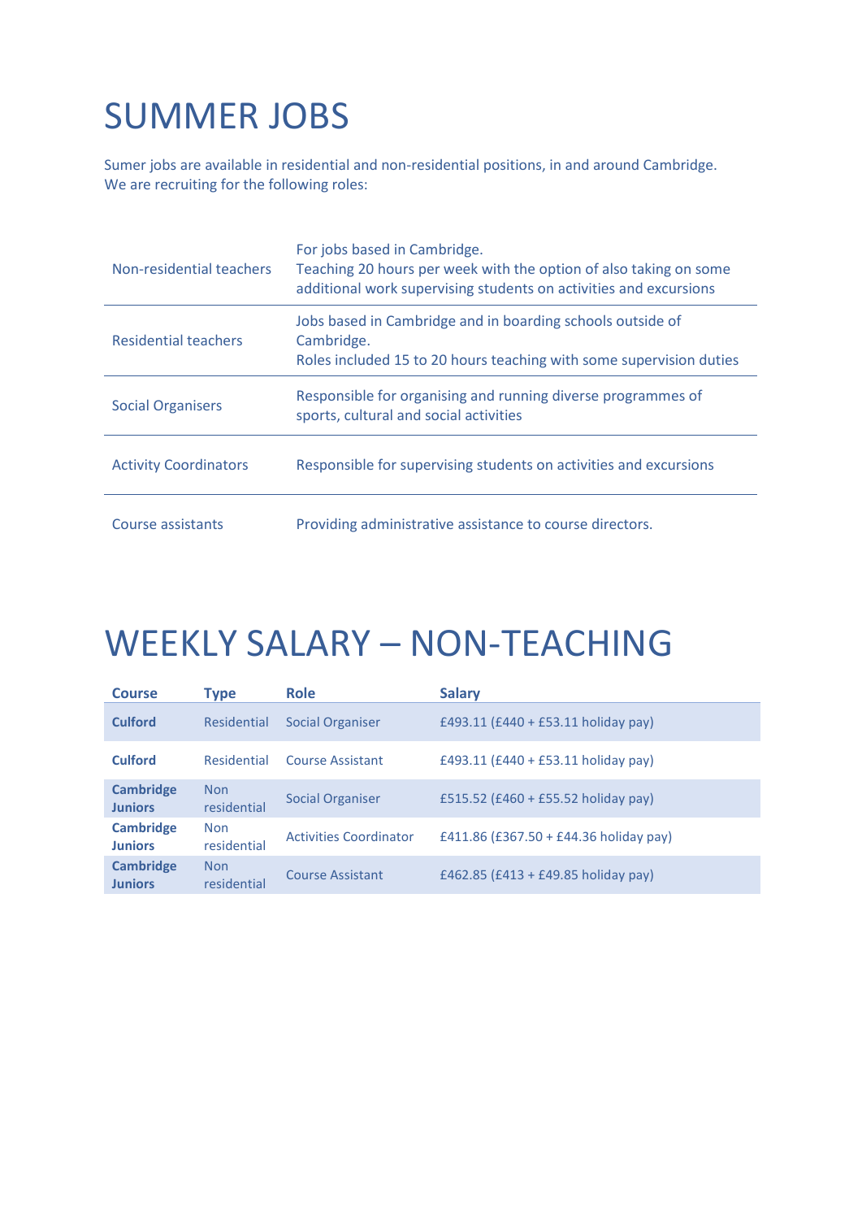# SUMMER JOBS

Sumer jobs are available in residential and non-residential positions, in and around Cambridge.
We are recruiting for the following roles:

| | |
|---|---|
| Non-residential teachers | For jobs based in Cambridge.<br>Teaching 20 hours per week with the option of also taking on some additional work supervising students on activities and excursions |
| Residential teachers | Jobs based in Cambridge and in boarding schools outside of Cambridge.<br>Roles included 15 to 20 hours teaching with some supervision duties |
| Social Organisers | Responsible for organising and running diverse programmes of sports, cultural and social activities |
| Activity Coordinators | Responsible for supervising students on activities and excursions |
| Course assistants | Providing administrative assistance to course directors. |

# WEEKLY SALARY – NON-TEACHING

| Course | Type | Role | Salary |
|---|---|---|---|
| **Culford** | Residential | Social Organiser | £493.11 (£440 + £53.11 holiday pay) |
| **Culford** | Residential | Course Assistant | £493.11 (£440 + £53.11 holiday pay) |
| **Cambridge Juniors** | Non residential | Social Organiser | £515.52 (£460 + £55.52 holiday pay) |
| **Cambridge Juniors** | Non residential | Activities Coordinator | £411.86 (£367.50 + £44.36 holiday pay) |
| **Cambridge Juniors** | Non residential | Course Assistant | £462.85 (£413 + £49.85 holiday pay) |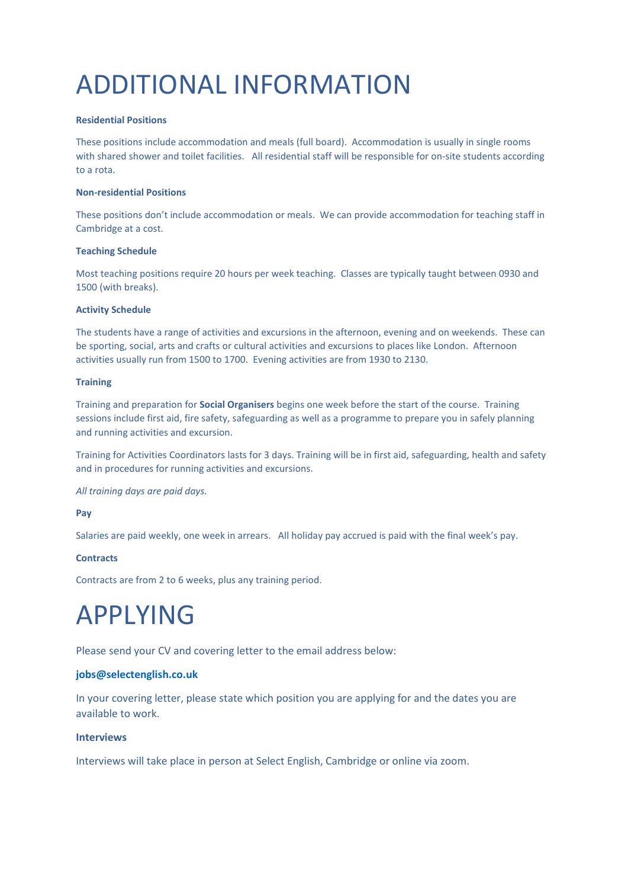# ADDITIONAL INFORMATION

**Residential Positions**

These positions include accommodation and meals (full board). Accommodation is usually in single rooms with shared shower and toilet facilities. All residential staff will be responsible for on-site students according to a rota.

**Non-residential Positions**

These positions don't include accommodation or meals. We can provide accommodation for teaching staff in Cambridge at a cost.

**Teaching Schedule**

Most teaching positions require 20 hours per week teaching. Classes are typically taught between 0930 and 1500 (with breaks).

**Activity Schedule**

The students have a range of activities and excursions in the afternoon, evening and on weekends. These can be sporting, social, arts and crafts or cultural activities and excursions to places like London. Afternoon activities usually run from 1500 to 1700. Evening activities are from 1930 to 2130.

**Training**

Training and preparation for **Social Organisers** begins one week before the start of the course. Training sessions include first aid, fire safety, safeguarding as well as a programme to prepare you in safely planning and running activities and excursion.

Training for Activities Coordinators lasts for 3 days. Training will be in first aid, safeguarding, health and safety and in procedures for running activities and excursions.

*All training days are paid days.*

**Pay**

Salaries are paid weekly, one week in arrears. All holiday pay accrued is paid with the final week's pay.

**Contracts**

Contracts are from 2 to 6 weeks, plus any training period.

# APPLYING

Please send your CV and covering letter to the email address below:

**jobs@selectenglish.co.uk**

In your covering letter, please state which position you are applying for and the dates you are available to work.

**Interviews**

Interviews will take place in person at Select English, Cambridge or online via zoom.